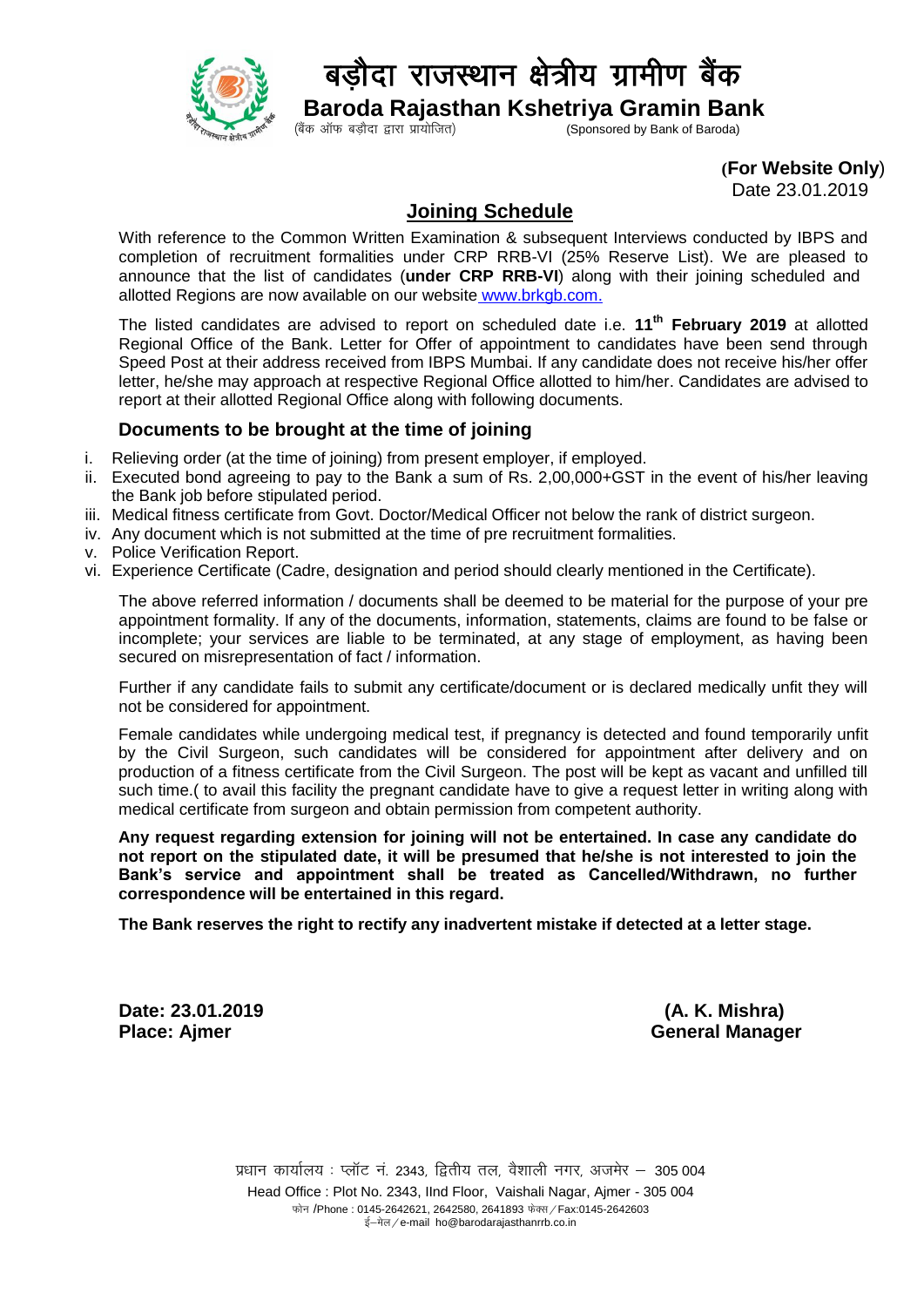# बड़ौदा राजस्थान क्षेत्रीय ग्रामीण बैंक

## Baroda Rajasthan Kshetriya Gramin Bank

(बैंक ऑफ बड़ौदा द्वारा प्रायोजित) (Sponsored by Bank of Baroda)

**(For Website Only)**
Date 23.01.2019

## Joining Schedule

With reference to the Common Written Examination & subsequent Interviews conducted by IBPS and completion of recruitment formalities under CRP RRB-VI (25% Reserve List). We are pleased to announce that the list of candidates (**under CRP RRB-VI**) along with their joining scheduled and allotted Regions are now available on our website www.brkgb.com.

The listed candidates are advised to report on scheduled date i.e. **11th February 2019** at allotted Regional Office of the Bank. Letter for Offer of appointment to candidates have been send through Speed Post at their address received from IBPS Mumbai. If any candidate does not receive his/her offer letter, he/she may approach at respective Regional Office allotted to him/her. Candidates are advised to report at their allotted Regional Office along with following documents.

### Documents to be brought at the time of joining

i. Relieving order (at the time of joining) from present employer, if employed.
ii. Executed bond agreeing to pay to the Bank a sum of Rs. 2,00,000+GST in the event of his/her leaving the Bank job before stipulated period.
iii. Medical fitness certificate from Govt. Doctor/Medical Officer not below the rank of district surgeon.
iv. Any document which is not submitted at the time of pre recruitment formalities.
v. Police Verification Report.
vi. Experience Certificate (Cadre, designation and period should clearly mentioned in the Certificate).

The above referred information / documents shall be deemed to be material for the purpose of your pre appointment formality. If any of the documents, information, statements, claims are found to be false or incomplete; your services are liable to be terminated, at any stage of employment, as having been secured on misrepresentation of fact / information.

Further if any candidate fails to submit any certificate/document or is declared medically unfit they will not be considered for appointment.

Female candidates while undergoing medical test, if pregnancy is detected and found temporarily unfit by the Civil Surgeon, such candidates will be considered for appointment after delivery and on production of a fitness certificate from the Civil Surgeon. The post will be kept as vacant and unfilled till such time.( to avail this facility the pregnant candidate have to give a request letter in writing along with medical certificate from surgeon and obtain permission from competent authority.

**Any request regarding extension for joining will not be entertained. In case any candidate do not report on the stipulated date, it will be presumed that he/she is not interested to join the Bank's service and appointment shall be treated as Cancelled/Withdrawn, no further correspondence will be entertained in this regard.**

**The Bank reserves the right to rectify any inadvertent mistake if detected at a letter stage.**

**Date: 23.01.2019**
**Place: Ajmer**

**(A. K. Mishra)**
**General Manager**

प्रधान कार्यालय : प्लॉट नं. 2343, द्वितीय तल, वैशाली नगर, अजमेर – 305 004
Head Office : Plot No. 2343, IInd Floor, Vaishali Nagar, Ajmer - 305 004
फोन /Phone : 0145-2642621, 2642580, 2641893 फेक्स / Fax:0145-2642603
ई–मेल / e-mail ho@barodarajasthanrrb.co.in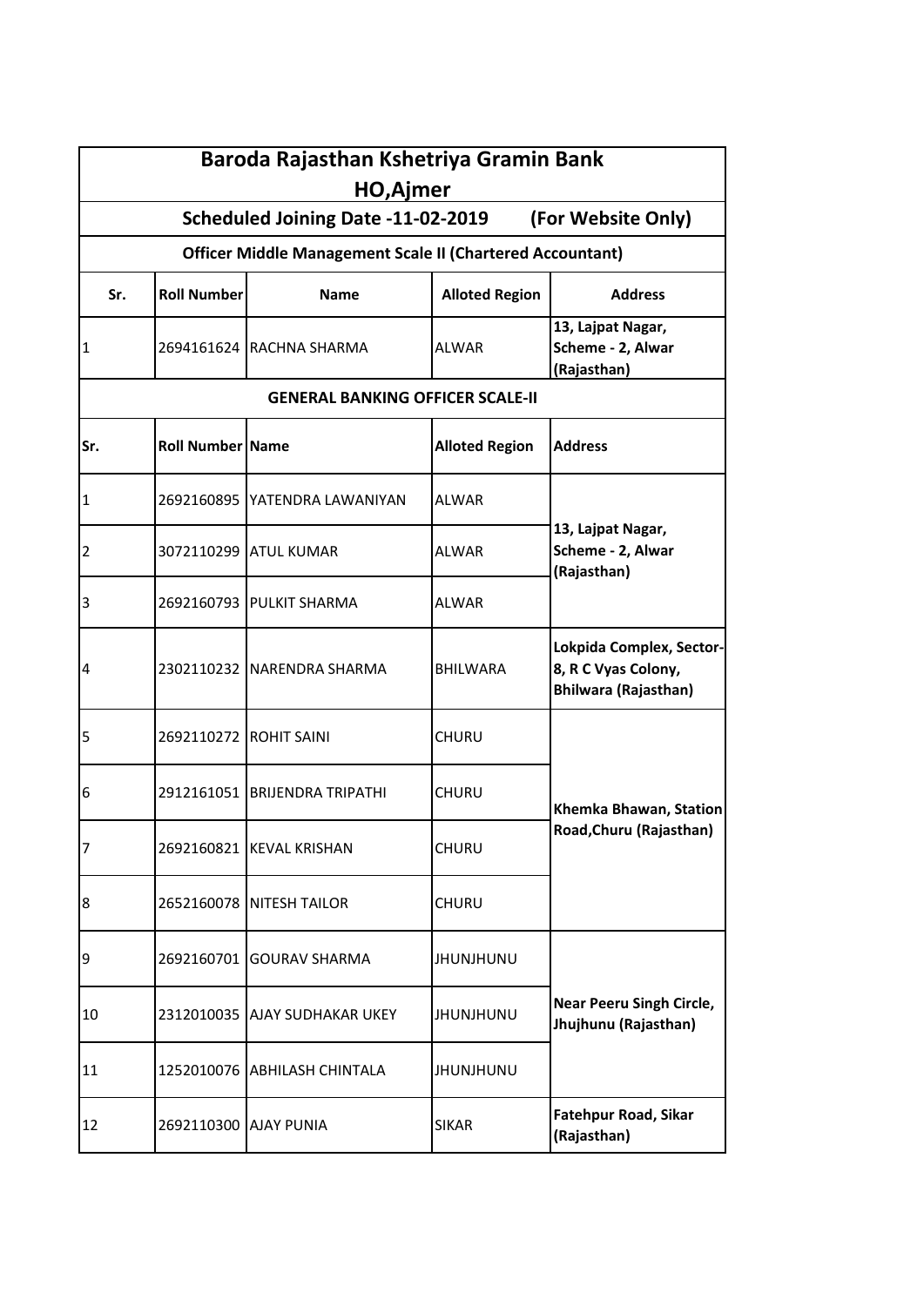# Baroda Rajasthan Kshetriya Gramin Bank
## HO,Ajmer

**Scheduled Joining Date -11-02-2019 (For Website Only)**

**Officer Middle Management Scale II (Chartered Accountant)**

| Sr. | Roll Number | Name | Alloted Region | Address |
|---|---|---|---|---|
| 1 | 2694161624 | RACHNA SHARMA | ALWAR | 13, Lajpat Nagar, Scheme - 2, Alwar (Rajasthan) |

**GENERAL BANKING OFFICER SCALE-II**

| Sr. | Roll Number | Name | Alloted Region | Address |
|---|---|---|---|---|
| 1 | 2692160895 | YATENDRA LAWANIYAN | ALWAR | 13, Lajpat Nagar, Scheme - 2, Alwar (Rajasthan) |
| 2 | 3072110299 | ATUL KUMAR | ALWAR | |
| 3 | 2692160793 | PULKIT SHARMA | ALWAR | |
| 4 | 2302110232 | NARENDRA SHARMA | BHILWARA | Lokpida Complex, Sector-8, R C Vyas Colony, Bhilwara (Rajasthan) |
| 5 | 2692110272 | ROHIT SAINI | CHURU | Khemka Bhawan, Station Road,Churu (Rajasthan) |
| 6 | 2912161051 | BRIJENDRA TRIPATHI | CHURU | |
| 7 | 2692160821 | KEVAL KRISHAN | CHURU | |
| 8 | 2652160078 | NITESH TAILOR | CHURU | |
| 9 | 2692160701 | GOURAV SHARMA | JHUNJHUNU | Near Peeru Singh Circle, Jhujhunu (Rajasthan) |
| 10 | 2312010035 | AJAY SUDHAKAR UKEY | JHUNJHUNU | |
| 11 | 1252010076 | ABHILASH CHINTALA | JHUNJHUNU | |
| 12 | 2692110300 | AJAY PUNIA | SIKAR | Fatehpur Road, Sikar (Rajasthan) |